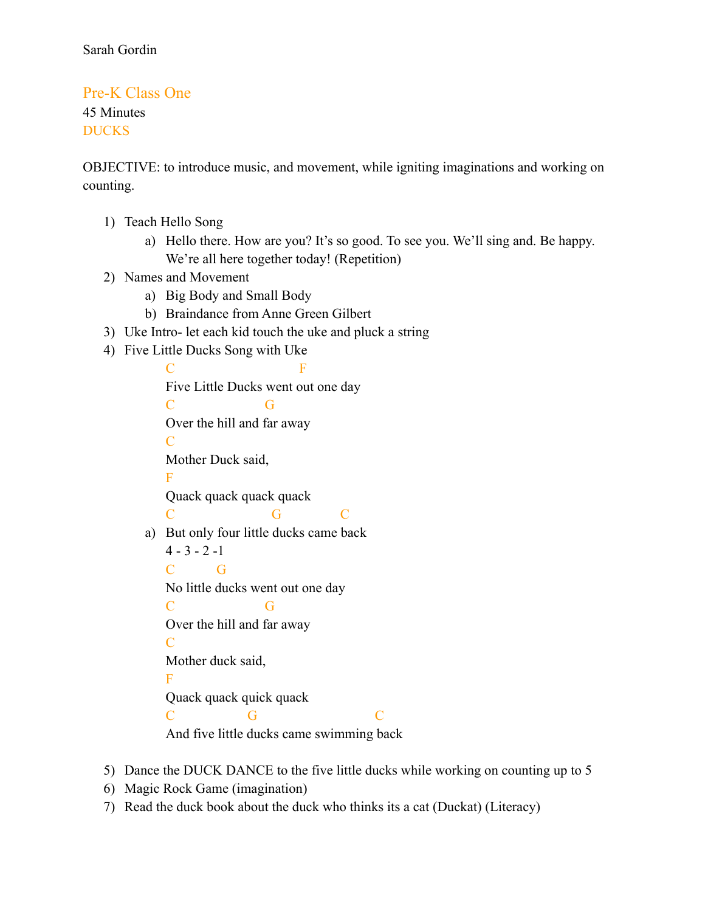Sarah Gordin

## Pre-K Class One

45 Minutes

DUCKS

OBJECTIVE: to introduce music, and movement, while igniting imaginations and working on counting.

1) Teach Hello Song
   a) Hello there. How are you? It's so good. To see you. We'll sing and. Be happy. We're all here together today! (Repetition)
2) Names and Movement
   a) Big Body and Small Body
   b) Braindance from Anne Green Gilbert
3) Uke Intro- let each kid touch the uke and pluck a string
4) Five Little Ducks Song with Uke

```
C                          F
Five Little Ducks went out one day
C                  G
Over the hill and far away
C
Mother Duck said,
F
Quack quack quack quack
C                    G          C
```

   a) But only four little ducks came back

```
4 - 3 - 2 -1
C         G
No little ducks went out one day
C                  G
Over the hill and far away
C
Mother duck said,
F
Quack quack quick quack
C              G                    C
And five little ducks came swimming back
```

5) Dance the DUCK DANCE to the five little ducks while working on counting up to 5
6) Magic Rock Game (imagination)
7) Read the duck book about the duck who thinks its a cat (Duckat) (Literacy)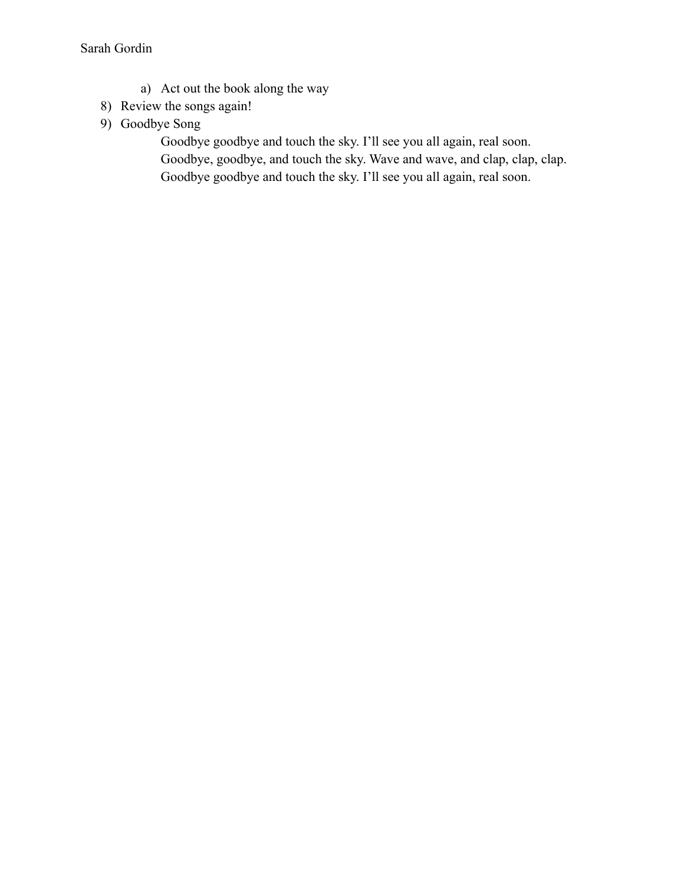a) Act out the book along the way

8) Review the songs again!
9) Goodbye Song

   Goodbye goodbye and touch the sky. I'll see you all again, real soon.
   Goodbye, goodbye, and touch the sky. Wave and wave, and clap, clap, clap.
   Goodbye goodbye and touch the sky. I'll see you all again, real soon.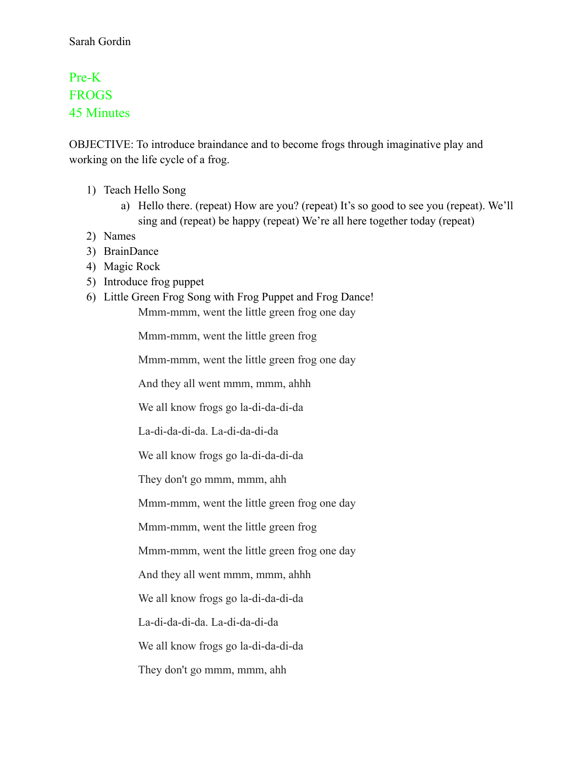Sarah Gordin

Pre-K
FROGS
45 Minutes

OBJECTIVE: To introduce braindance and to become frogs through imaginative play and working on the life cycle of a frog.

1) Teach Hello Song
    a) Hello there. (repeat) How are you? (repeat) It's so good to see you (repeat). We'll sing and (repeat) be happy (repeat) We're all here together today (repeat)
2) Names
3) BrainDance
4) Magic Rock
5) Introduce frog puppet
6) Little Green Frog Song with Frog Puppet and Frog Dance!

    Mmm-mmm, went the little green frog one day

    Mmm-mmm, went the little green frog

    Mmm-mmm, went the little green frog one day

    And they all went mmm, mmm, ahhh

    We all know frogs go la-di-da-di-da

    La-di-da-di-da. La-di-da-di-da

    We all know frogs go la-di-da-di-da

    They don't go mmm, mmm, ahh

    Mmm-mmm, went the little green frog one day

    Mmm-mmm, went the little green frog

    Mmm-mmm, went the little green frog one day

    And they all went mmm, mmm, ahhh

    We all know frogs go la-di-da-di-da

    La-di-da-di-da. La-di-da-di-da

    We all know frogs go la-di-da-di-da

    They don't go mmm, mmm, ahh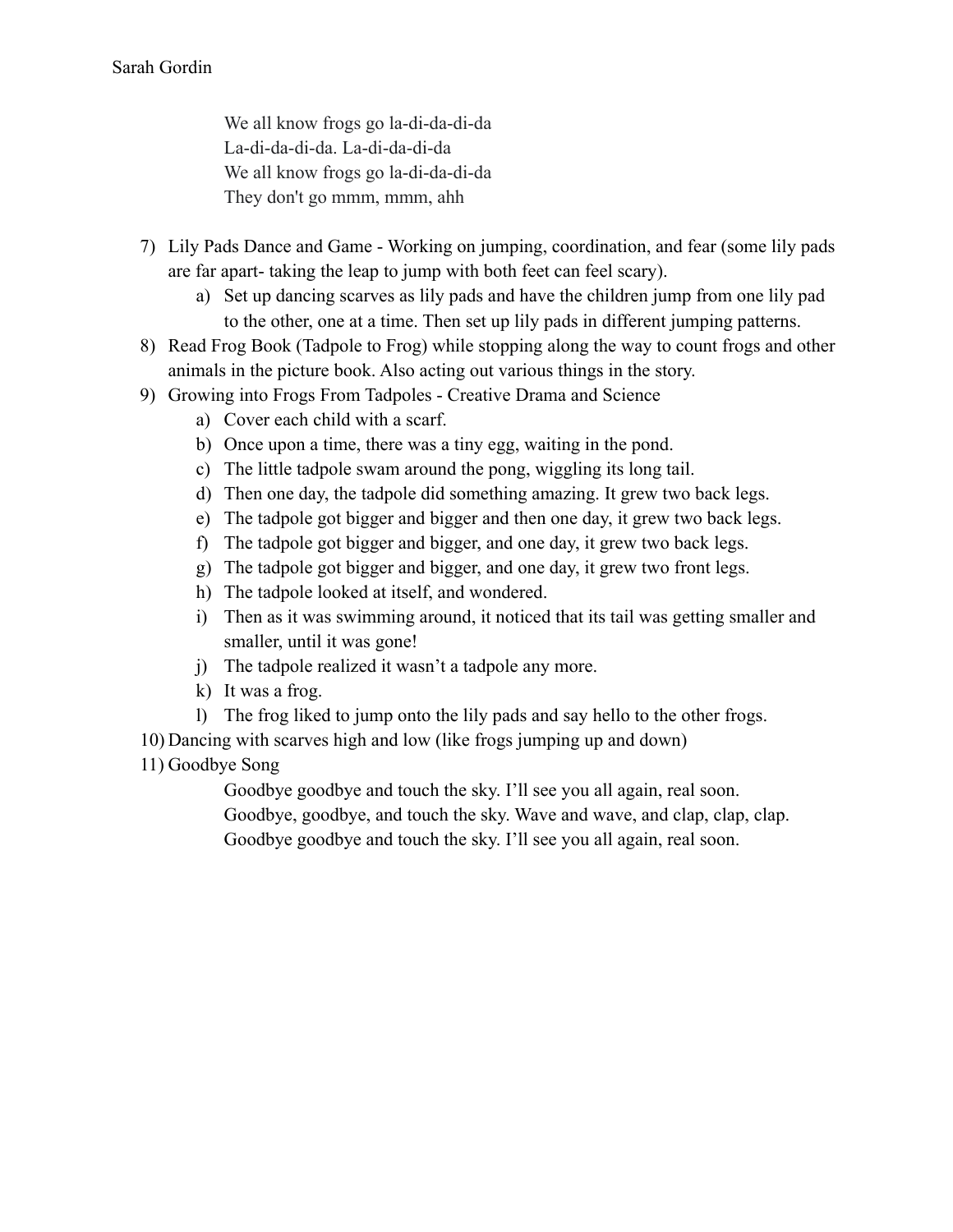We all know frogs go la-di-da-di-da  
La-di-da-di-da. La-di-da-di-da  
We all know frogs go la-di-da-di-da  
They don't go mmm, mmm, ahh

7) Lily Pads Dance and Game - Working on jumping, coordination, and fear (some lily pads are far apart- taking the leap to jump with both feet can feel scary).
   a) Set up dancing scarves as lily pads and have the children jump from one lily pad to the other, one at a time. Then set up lily pads in different jumping patterns.
8) Read Frog Book (Tadpole to Frog) while stopping along the way to count frogs and other animals in the picture book. Also acting out various things in the story.
9) Growing into Frogs From Tadpoles - Creative Drama and Science
   a) Cover each child with a scarf.
   b) Once upon a time, there was a tiny egg, waiting in the pond.
   c) The little tadpole swam around the pong, wiggling its long tail.
   d) Then one day, the tadpole did something amazing. It grew two back legs.
   e) The tadpole got bigger and bigger and then one day, it grew two back legs.
   f) The tadpole got bigger and bigger, and one day, it grew two back legs.
   g) The tadpole got bigger and bigger, and one day, it grew two front legs.
   h) The tadpole looked at itself, and wondered.
   i) Then as it was swimming around, it noticed that its tail was getting smaller and smaller, until it was gone!
   j) The tadpole realized it wasn't a tadpole any more.
   k) It was a frog.
   l) The frog liked to jump onto the lily pads and say hello to the other frogs.
10) Dancing with scarves high and low (like frogs jumping up and down)
11) Goodbye Song

Goodbye goodbye and touch the sky. I'll see you all again, real soon.  
Goodbye, goodbye, and touch the sky. Wave and wave, and clap, clap, clap.  
Goodbye goodbye and touch the sky. I'll see you all again, real soon.